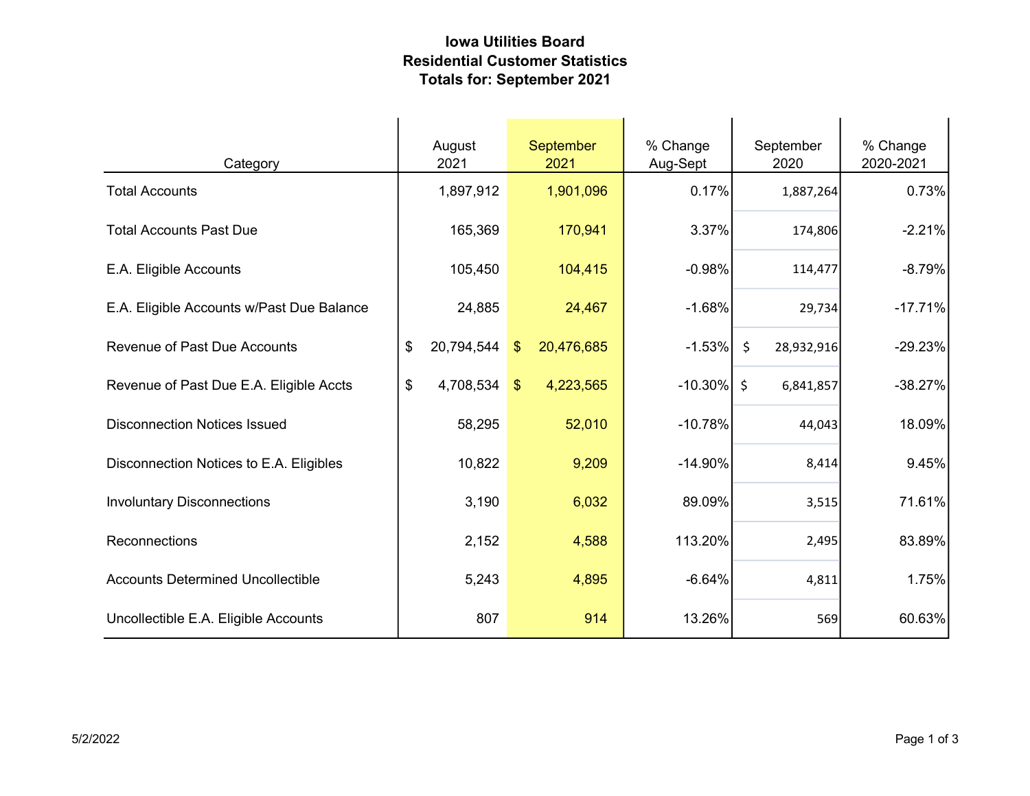# Iowa Utilities Board
## Residential Customer Statistics
## Totals for: September 2021

| Category | August 2021 | September 2021 | % Change Aug-Sept | September 2020 | % Change 2020-2021 |
|---|---|---|---|---|---|
| Total Accounts | 1,897,912 | 1,901,096 | 0.17% | 1,887,264 | 0.73% |
| Total Accounts Past Due | 165,369 | 170,941 | 3.37% | 174,806 | -2.21% |
| E.A. Eligible Accounts | 105,450 | 104,415 | -0.98% | 114,477 | -8.79% |
| E.A. Eligible Accounts w/Past Due Balance | 24,885 | 24,467 | -1.68% | 29,734 | -17.71% |
| Revenue of Past Due Accounts | $ 20,794,544 | $ 20,476,685 | -1.53% | $ 28,932,916 | -29.23% |
| Revenue of Past Due E.A. Eligible Accts | $ 4,708,534 | $ 4,223,565 | -10.30% | $ 6,841,857 | -38.27% |
| Disconnection Notices Issued | 58295 | 52,010 | -10.78% | 44,043 | 18.09% |
| Disconnection Notices to E.A. Eligibles | 10,822 | 9,209 | -14.90% | 8,414 | 9.45% |
| Involuntary Disconnections | 3,190 | 6,032 | 89.09% | 3,515 | 71.61% |
| Reconnections | 2,152 | 4,588 | 113.20% | 2,495 | 83.89% |
| Accounts Determined Uncollectible | 5,243 | 4,895 | -6.64% | 4,811 | 1.75% |
| Uncollectible E.A. Eligible Accounts | 807 | 914 | 13.26% | 569 | 60.63% |

5/2/2022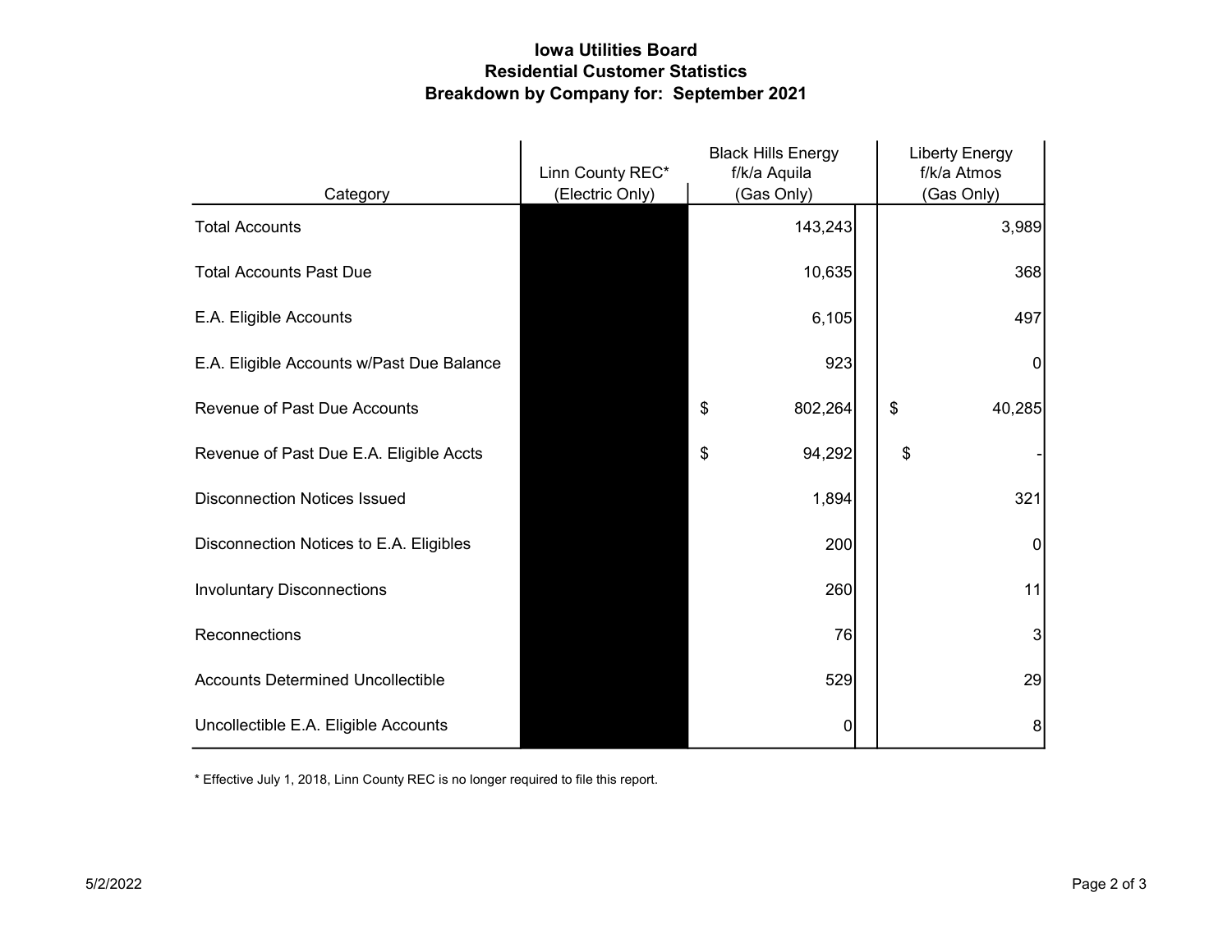# Iowa Utilities Board
## Residential Customer Statistics
## Breakdown by Company for: September 2021

| Category | Linn County REC* (Electric Only) | Black Hills Energy f/k/a Aquila (Gas Only) | Liberty Energy f/k/a Atmos (Gas Only) |
|---|---|---|---|
| Total Accounts | | 143,243 | 3,989 |
| Total Accounts Past Due | | 10,635 | 368 |
| E.A. Eligible Accounts | | 6,105 | 497 |
| E.A. Eligible Accounts w/Past Due Balance | | 923 | 0 |
| Revenue of Past Due Accounts | | $ 802,264 | $ 40,285 |
| Revenue of Past Due E.A. Eligible Accts | | $ 94,292 | $ - |
| Disconnection Notices Issued | | 1,894 | 321 |
| Disconnection Notices to E.A. Eligibles | | 200 | 0 |
| Involuntary Disconnections | | 260 | 11 |
| Reconnections | | 76 | 3 |
| Accounts Determined Uncollectible | | 529 | 29 |
| Uncollectible E.A. Eligible Accounts | | 0 | 8 |

* Effective July 1, 2018, Linn County REC is no longer required to file this report.

5/2/2022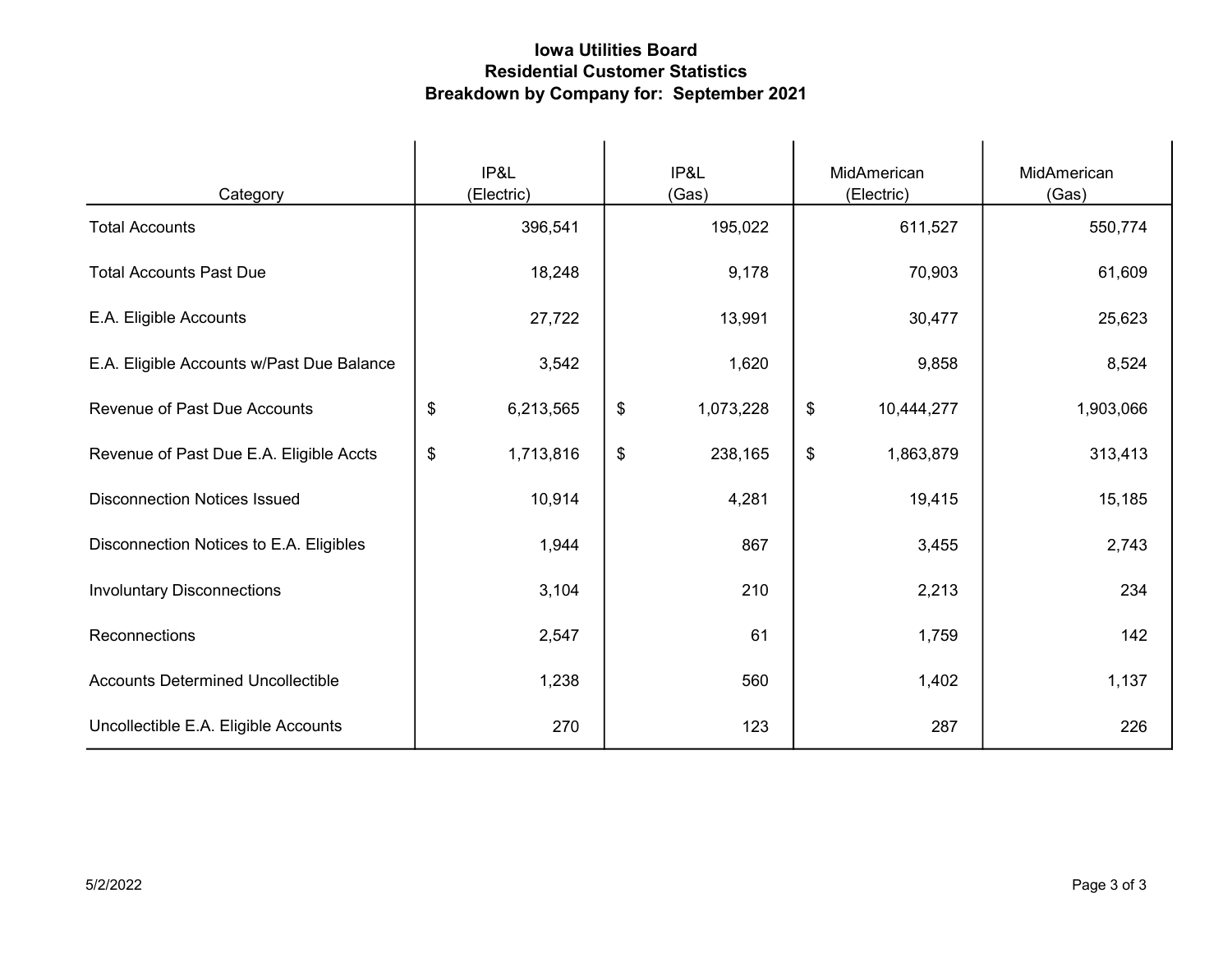# Iowa Utilities Board
## Residential Customer Statistics
## Breakdown by Company for: September 2021

| Category | IP&L (Electric) | IP&L (Gas) | MidAmerican (Electric) | MidAmerican (Gas) |
|---|---|---|---|---|
| Total Accounts | 396,541 | 195,022 | 611,527 | 550,774 |
| Total Accounts Past Due | 18,248 | 9,178 | 70,903 | 61,609 |
| E.A. Eligible Accounts | 27,722 | 13,991 | 30,477 | 25,623 |
| E.A. Eligible Accounts w/Past Due Balance | 3,542 | 1,620 | 9,858 | 8,524 |
| Revenue of Past Due Accounts | $ 6,213,565 | $ 1,073,228 | $ 10,444,277 | 1,903,066 |
| Revenue of Past Due E.A. Eligible Accts | $ 1,713,816 | $ 238,165 | $ 1,863,879 | 313,413 |
| Disconnection Notices Issued | 10,914 | 4,281 | 19,415 | 15,185 |
| Disconnection Notices to E.A. Eligibles | 1,944 | 867 | 3,455 | 2,743 |
| Involuntary Disconnections | 3,104 | 210 | 2,213 | 234 |
| Reconnections | 2,547 | 61 | 1,759 | 142 |
| Accounts Determined Uncollectible | 1,238 | 560 | 1,402 | 1,137 |
| Uncollectible E.A. Eligible Accounts | 270 | 123 | 287 | 226 |

5/2/2022